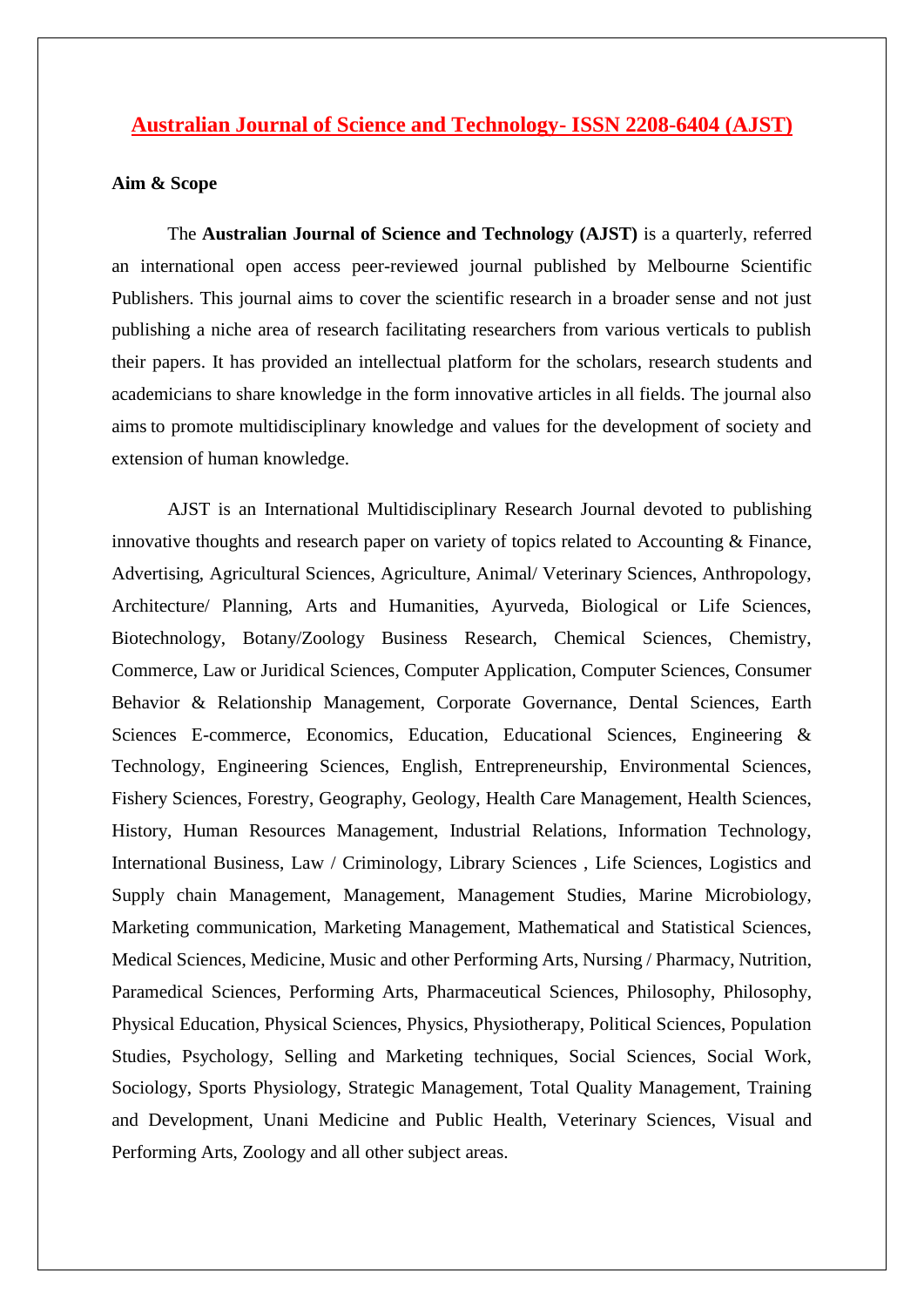# Australian Journal of Science and Technology- ISSN 2208-6404 (AJST)

**Aim & Scope**

The **Australian Journal of Science and Technology (AJST)** is a quarterly, referred an international open access peer-reviewed journal published by Melbourne Scientific Publishers. This journal aims to cover the scientific research in a broader sense and not just publishing a niche area of research facilitating researchers from various verticals to publish their papers. It has provided an intellectual platform for the scholars, research students and academicians to share knowledge in the form innovative articles in all fields. The journal also aims to promote multidisciplinary knowledge and values for the development of society and extension of human knowledge.

AJST is an International Multidisciplinary Research Journal devoted to publishing innovative thoughts and research paper on variety of topics related to Accounting & Finance, Advertising, Agricultural Sciences, Agriculture, Animal/ Veterinary Sciences, Anthropology, Architecture/ Planning, Arts and Humanities, Ayurveda, Biological or Life Sciences, Biotechnology, Botany/Zoology Business Research, Chemical Sciences, Chemistry, Commerce, Law or Juridical Sciences, Computer Application, Computer Sciences, Consumer Behavior & Relationship Management, Corporate Governance, Dental Sciences, Earth Sciences E-commerce, Economics, Education, Educational Sciences, Engineering & Technology, Engineering Sciences, English, Entrepreneurship, Environmental Sciences, Fishery Sciences, Forestry, Geography, Geology, Health Care Management, Health Sciences, History, Human Resources Management, Industrial Relations, Information Technology, International Business, Law / Criminology, Library Sciences , Life Sciences, Logistics and Supply chain Management, Management, Management Studies, Marine Microbiology, Marketing communication, Marketing Management, Mathematical and Statistical Sciences, Medical Sciences, Medicine, Music and other Performing Arts, Nursing / Pharmacy, Nutrition, Paramedical Sciences, Performing Arts, Pharmaceutical Sciences, Philosophy, Philosophy, Physical Education, Physical Sciences, Physics, Physiotherapy, Political Sciences, Population Studies, Psychology, Selling and Marketing techniques, Social Sciences, Social Work, Sociology, Sports Physiology, Strategic Management, Total Quality Management, Training and Development, Unani Medicine and Public Health, Veterinary Sciences, Visual and Performing Arts, Zoology and all other subject areas.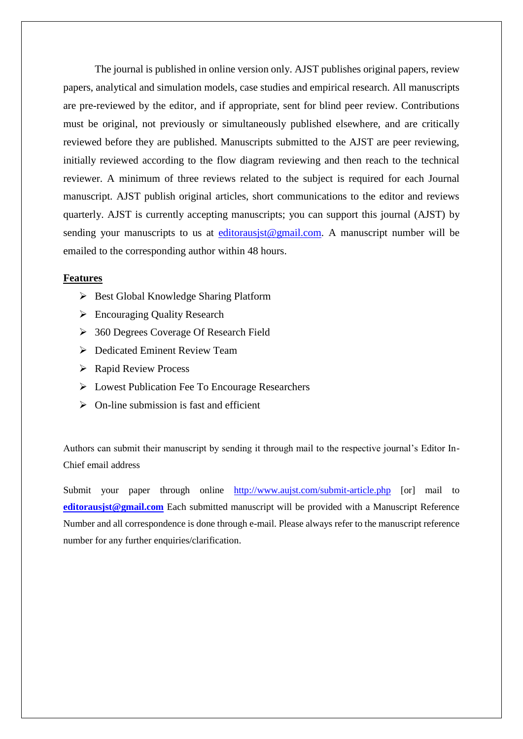The journal is published in online version only. AJST publishes original papers, review papers, analytical and simulation models, case studies and empirical research. All manuscripts are pre-reviewed by the editor, and if appropriate, sent for blind peer review. Contributions must be original, not previously or simultaneously published elsewhere, and are critically reviewed before they are published. Manuscripts submitted to the AJST are peer reviewing, initially reviewed according to the flow diagram reviewing and then reach to the technical reviewer. A minimum of three reviews related to the subject is required for each Journal manuscript. AJST publish original articles, short communications to the editor and reviews quarterly. AJST is currently accepting manuscripts; you can support this journal (AJST) by sending your manuscripts to us at [editorausjst@gmail.com](mailto:editorausjst@gmail.com). A manuscript number will be emailed to the corresponding author within 48 hours.

**Features**

- Best Global Knowledge Sharing Platform
- Encouraging Quality Research
- 360 Degrees Coverage Of Research Field
- Dedicated Eminent Review Team
- Rapid Review Process
- Lowest Publication Fee To Encourage Researchers
- On-line submission is fast and efficient

Authors can submit their manuscript by sending it through mail to the respective journal's Editor In-Chief email address

Submit your paper through online [http://www.aujst.com/submit-article.php](http://www.aujst.com/submit-article.php) [or] mail to **[editorausjst@gmail.com](mailto:editorausjst@gmail.com)** Each submitted manuscript will be provided with a Manuscript Reference Number and all correspondence is done through e-mail. Please always refer to the manuscript reference number for any further enquiries/clarification.